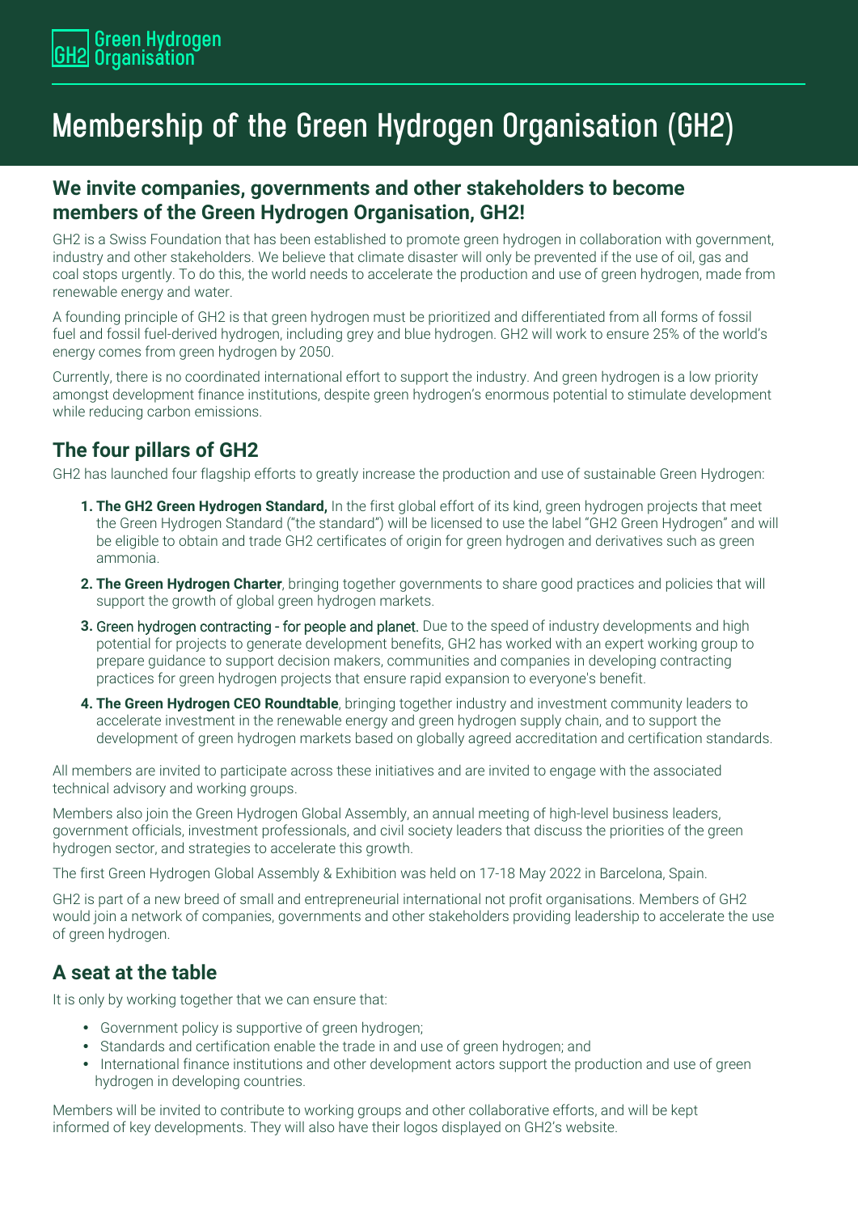# Membership of the Green Hydrogen Organisation (GH2)

## We invite companies, governments and other stakeholders to become members of the Green Hydrogen Organisation, GH2!

GH2 is a Swiss Foundation that has been established to promote green hydrogen in collaboration with government, industry and other stakeholders. We believe that climate disaster will only be prevented if the use of oil, gas and coal stops urgently. To do this, the world needs to accelerate the production and use of green hydrogen, made from renewable energy and water.

A founding principle of GH2 is that green hydrogen must be prioritized and differentiated from all forms of fossil fuel and fossil fuel-derived hydrogen, including grey and blue hydrogen. GH2 will work to ensure 25% of the world's energy comes from green hydrogen by 2050.

Currently, there is no coordinated international effort to support the industry. And green hydrogen is a low priority amongst development finance institutions, despite green hydrogen's enormous potential to stimulate development while reducing carbon emissions.

## The four pillars of GH2

GH2 has launched four flagship efforts to greatly increase the production and use of sustainable Green Hydrogen:

1. **The GH2 Green Hydrogen Standard,** In the first global effort of its kind, green hydrogen projects that meet the Green Hydrogen Standard ("the standard") will be licensed to use the label "GH2 Green Hydrogen" and will be eligible to obtain and trade GH2 certificates of origin for green hydrogen and derivatives such as green ammonia.
2. **The Green Hydrogen Charter**, bringing together governments to share good practices and policies that will support the growth of global green hydrogen markets.
3. Green hydrogen contracting - for people and planet. Due to the speed of industry developments and high potential for projects to generate development benefits, GH2 has worked with an expert working group to prepare guidance to support decision makers, communities and companies in developing contracting practices for green hydrogen projects that ensure rapid expansion to everyone's benefit.
4. **The Green Hydrogen CEO Roundtable**, bringing together industry and investment community leaders to accelerate investment in the renewable energy and green hydrogen supply chain, and to support the development of green hydrogen markets based on globally agreed accreditation and certification standards.

All members are invited to participate across these initiatives and are invited to engage with the associated technical advisory and working groups.

Members also join the Green Hydrogen Global Assembly, an annual meeting of high-level business leaders, government officials, investment professionals, and civil society leaders that discuss the priorities of the green hydrogen sector, and strategies to accelerate this growth.

The first Green Hydrogen Global Assembly & Exhibition was held on 17-18 May 2022 in Barcelona, Spain.

GH2 is part of a new breed of small and entrepreneurial international not profit organisations. Members of GH2 would join a network of companies, governments and other stakeholders providing leadership to accelerate the use of green hydrogen.

## A seat at the table

It is only by working together that we can ensure that:

- Government policy is supportive of green hydrogen;
- Standards and certification enable the trade in and use of green hydrogen; and
- International finance institutions and other development actors support the production and use of green hydrogen in developing countries.

Members will be invited to contribute to working groups and other collaborative efforts, and will be kept informed of key developments. They will also have their logos displayed on GH2's website.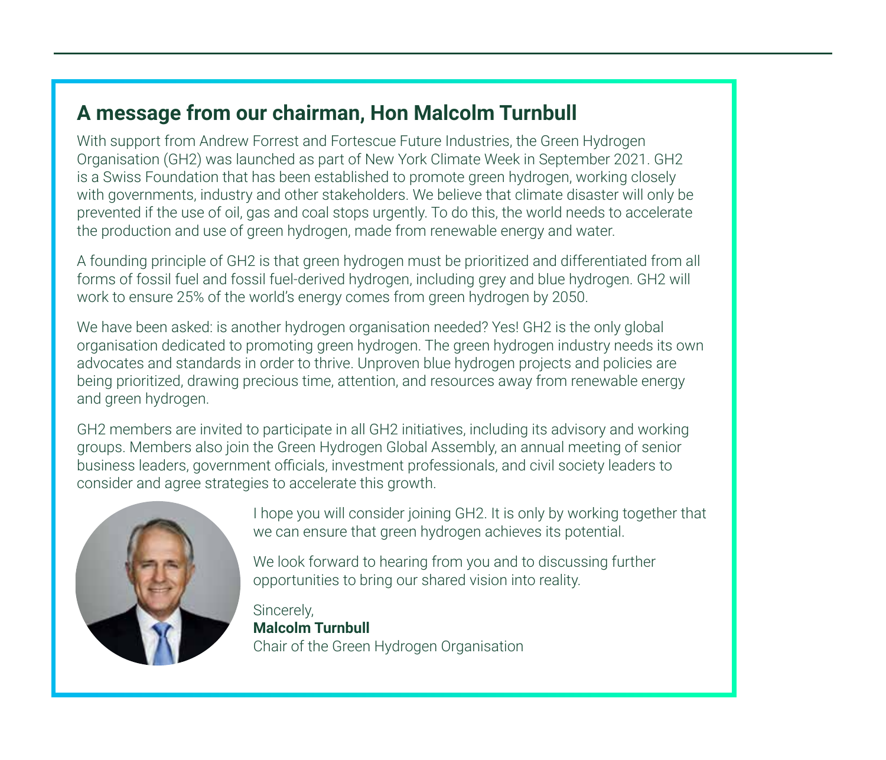## A message from our chairman, Hon Malcolm Turnbull

With support from Andrew Forrest and Fortescue Future Industries, the Green Hydrogen Organisation (GH2) was launched as part of New York Climate Week in September 2021. GH2 is a Swiss Foundation that has been established to promote green hydrogen, working closely with governments, industry and other stakeholders. We believe that climate disaster will only be prevented if the use of oil, gas and coal stops urgently. To do this, the world needs to accelerate the production and use of green hydrogen, made from renewable energy and water.

A founding principle of GH2 is that green hydrogen must be prioritized and differentiated from all forms of fossil fuel and fossil fuel-derived hydrogen, including grey and blue hydrogen. GH2 will work to ensure 25% of the world's energy comes from green hydrogen by 2050.

We have been asked: is another hydrogen organisation needed? Yes! GH2 is the only global organisation dedicated to promoting green hydrogen. The green hydrogen industry needs its own advocates and standards in order to thrive. Unproven blue hydrogen projects and policies are being prioritized, drawing precious time, attention, and resources away from renewable energy and green hydrogen.

GH2 members are invited to participate in all GH2 initiatives, including its advisory and working groups. Members also join the Green Hydrogen Global Assembly, an annual meeting of senior business leaders, government officials, investment professionals, and civil society leaders to consider and agree strategies to accelerate this growth.

I hope you will consider joining GH2. It is only by working together that we can ensure that green hydrogen achieves its potential.

We look forward to hearing from you and to discussing further opportunities to bring our shared vision into reality.

Sincerely,
**Malcolm Turnbull**
Chair of the Green Hydrogen Organisation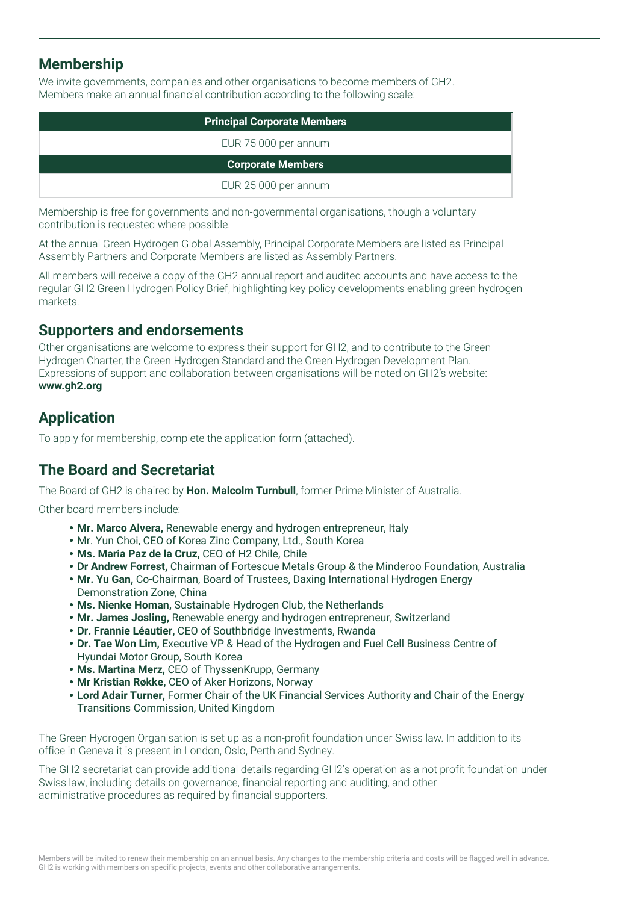## Membership

We invite governments, companies and other organisations to become members of GH2.
Members make an annual financial contribution according to the following scale:

| Principal Corporate Members |
| --- |
| EUR 75 000 per annum |
| **Corporate Members** |
| EUR 25 000 per annum |

Membership is free for governments and non-governmental organisations, though a voluntary contribution is requested where possible.

At the annual Green Hydrogen Global Assembly, Principal Corporate Members are listed as Principal Assembly Partners and Corporate Members are listed as Assembly Partners.

All members will receive a copy of the GH2 annual report and audited accounts and have access to the regular GH2 Green Hydrogen Policy Brief, highlighting key policy developments enabling green hydrogen markets.

## Supporters and endorsements

Other organisations are welcome to express their support for GH2, and to contribute to the Green Hydrogen Charter, the Green Hydrogen Standard and the Green Hydrogen Development Plan. Expressions of support and collaboration between organisations will be noted on GH2's website: **www.gh2.org**

## Application

To apply for membership, complete the application form (attached).

## The Board and Secretariat

The Board of GH2 is chaired by **Hon. Malcolm Turnbull**, former Prime Minister of Australia.

Other board members include:

- **Mr. Marco Alvera,** Renewable energy and hydrogen entrepreneur, Italy
- Mr. Yun Choi, CEO of Korea Zinc Company, Ltd., South Korea
- **Ms. Maria Paz de la Cruz,** CEO of H2 Chile, Chile
- **Dr Andrew Forrest,** Chairman of Fortescue Metals Group & the Minderoo Foundation, Australia
- **Mr. Yu Gan,** Co-Chairman, Board of Trustees, Daxing International Hydrogen Energy Demonstration Zone, China
- **Ms. Nienke Homan,** Sustainable Hydrogen Club, the Netherlands
- **Mr. James Josling,** Renewable energy and hydrogen entrepreneur, Switzerland
- **Dr. Frannie Léautier,** CEO of Southbridge Investments, Rwanda
- **Dr. Tae Won Lim,** Executive VP & Head of the Hydrogen and Fuel Cell Business Centre of Hyundai Motor Group, South Korea
- **Ms. Martina Merz,** CEO of ThyssenKrupp, Germany
- **Mr Kristian Røkke,** CEO of Aker Horizons, Norway
- **Lord Adair Turner,** Former Chair of the UK Financial Services Authority and Chair of the Energy Transitions Commission, United Kingdom

The Green Hydrogen Organisation is set up as a non-profit foundation under Swiss law. In addition to its office in Geneva it is present in London, Oslo, Perth and Sydney.

The GH2 secretariat can provide additional details regarding GH2's operation as a not profit foundation under Swiss law, including details on governance, financial reporting and auditing, and other administrative procedures as required by financial supporters.

Members will be invited to renew their membership on an annual basis. Any changes to the membership criteria and costs will be flagged well in advance. GH2 is working with members on specific projects, events and other collaborative arrangements.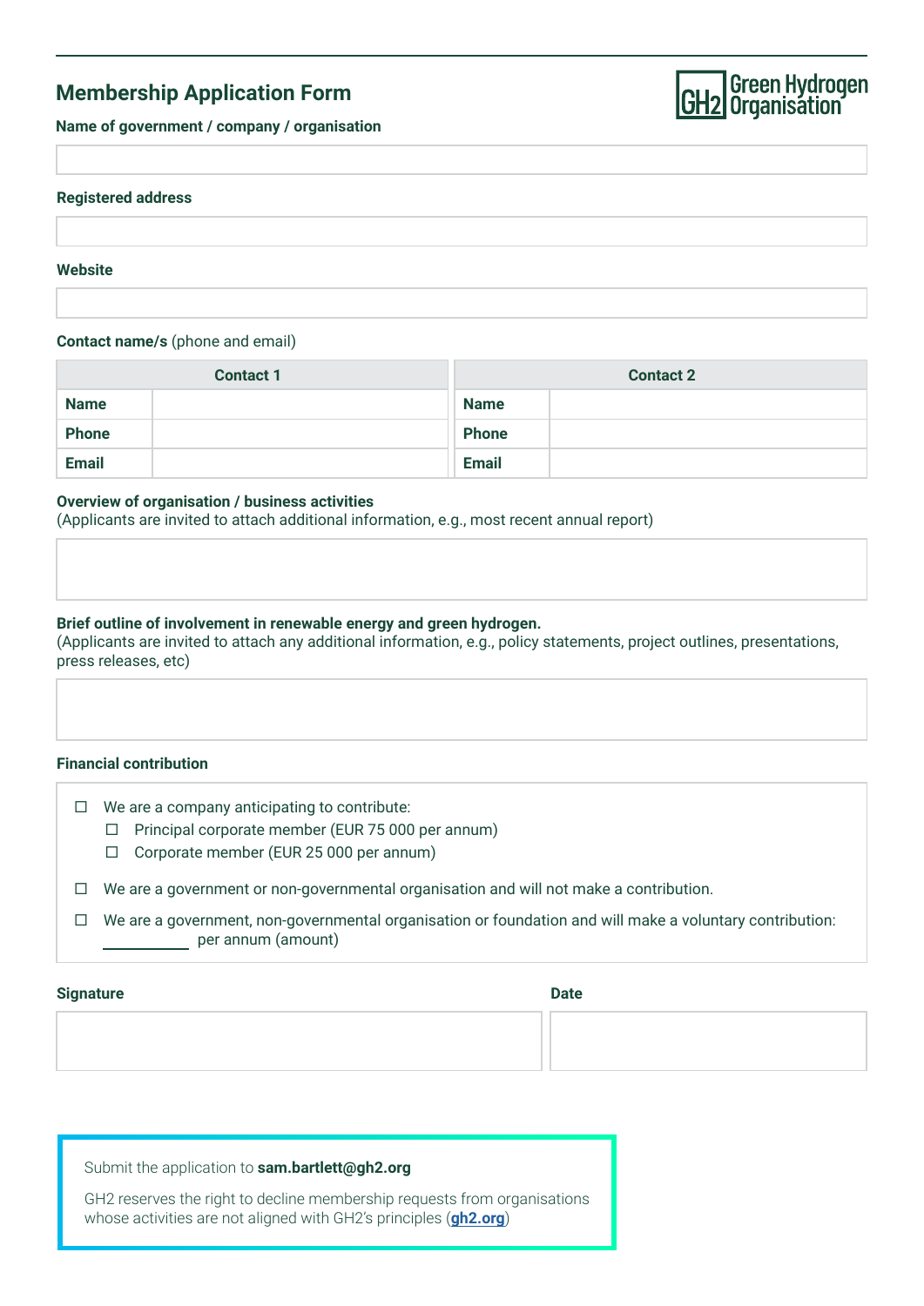# Membership Application Form

Green Hydrogen Organisation

**Name of government / company / organisation**

**Registered address**

**Website**

**Contact name/s** (phone and email)

| Contact 1 | | Contact 2 | |
|---|---|---|---|
| **Name** | | **Name** | |
| **Phone** | | **Phone** | |
| **Email** | | **Email** | |

**Overview of organisation / business activities**
(Applicants are invited to attach additional information, e.g., most recent annual report)

**Brief outline of involvement in renewable energy and green hydrogen.**
(Applicants are invited to attach any additional information, e.g., policy statements, project outlines, presentations, press releases, etc)

**Financial contribution**

- ☐ We are a company anticipating to contribute:
  - ☐ Principal corporate member (EUR 75 000 per annum)
  - ☐ Corporate member (EUR 25 000 per annum)
- ☐ We are a government or non-governmental organisation and will not make a contribution.
- ☐ We are a government, non-governmental organisation or foundation and will make a voluntary contribution: ________ per annum (amount)

**Signature**

**Date**

Submit the application to **sam.bartlett@gh2.org**

GH2 reserves the right to decline membership requests from organisations whose activities are not aligned with GH2's principles (**gh2.org**)